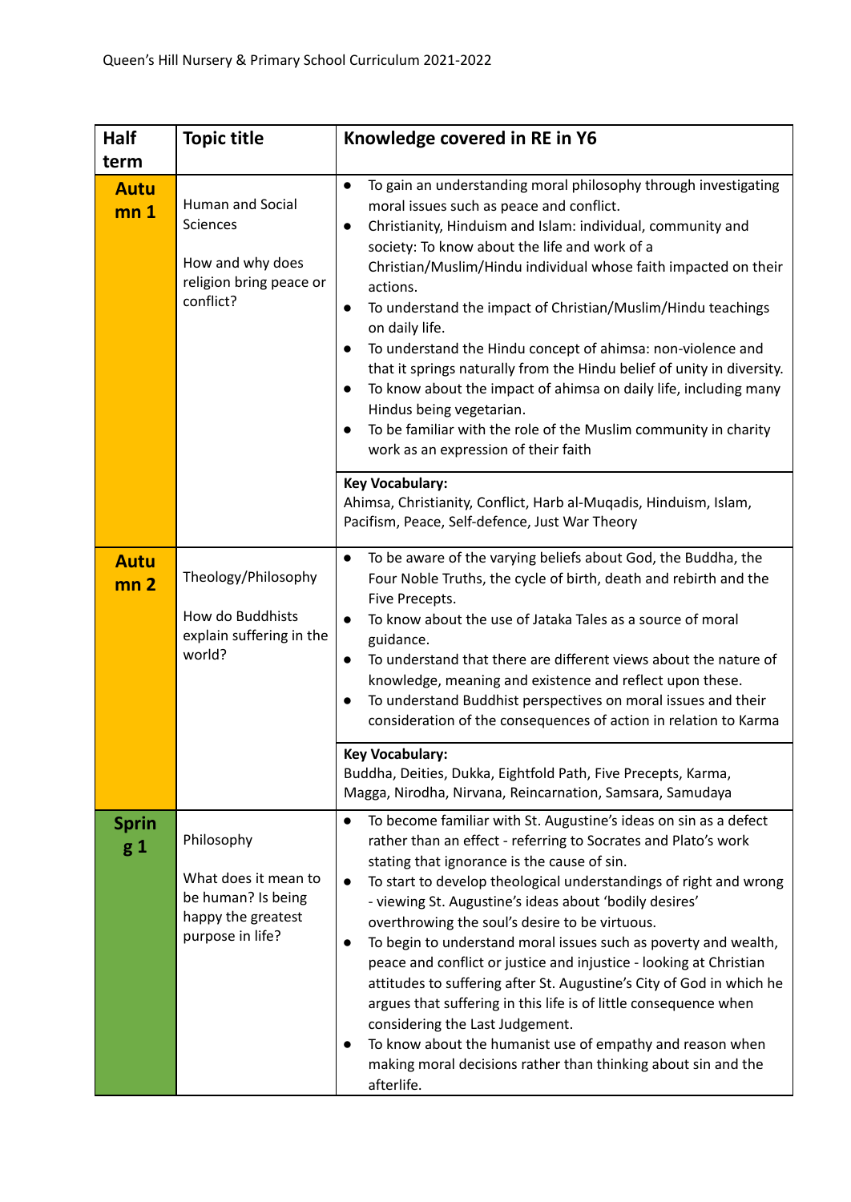Queen's Hill Nursery & Primary School Curriculum 2021-2022

| Half term | Topic title | Knowledge covered in RE in Y6 |
|---|---|---|
| **Autumn 1** | Human and Social Sciences<br><br>How and why does religion bring peace or conflict? | ● To gain an understanding moral philosophy through investigating moral issues such as peace and conflict.<br>● Christianity, Hinduism and Islam: individual, community and society: To know about the life and work of a Christian/Muslim/Hindu individual whose faith impacted on their actions.<br>● To understand the impact of Christian/Muslim/Hindu teachings on daily life.<br>● To understand the Hindu concept of ahimsa: non-violence and that it springs naturally from the Hindu belief of unity in diversity.<br>● To know about the impact of ahimsa on daily life, including many Hindus being vegetarian.<br>● To be familiar with the role of the Muslim community in charity work as an expression of their faith |
| | | **Key Vocabulary:**<br>Ahimsa, Christianity, Conflict, Harb al-Muqadis, Hinduism, Islam, Pacifism, Peace, Self-defence, Just War Theory |
| **Autumn 2** | Theology/Philosophy<br><br>How do Buddhists explain suffering in the world? | ● To be aware of the varying beliefs about God, the Buddha, the Four Noble Truths, the cycle of birth, death and rebirth and the Five Precepts.<br>● To know about the use of Jataka Tales as a source of moral guidance.<br>● To understand that there are different views about the nature of knowledge, meaning and existence and reflect upon these.<br>● To understand Buddhist perspectives on moral issues and their consideration of the consequences of action in relation to Karma |
| | | **Key Vocabulary:**<br>Buddha, Deities, Dukka, Eightfold Path, Five Precepts, Karma, Magga, Nirodha, Nirvana, Reincarnation, Samsara, Samudaya |
| **Spring 1** | Philosophy<br><br>What does it mean to be human? Is being happy the greatest purpose in life? | ● To become familiar with St. Augustine's ideas on sin as a defect rather than an effect - referring to Socrates and Plato's work stating that ignorance is the cause of sin.<br>● To start to develop theological understandings of right and wrong - viewing St. Augustine's ideas about 'bodily desires' overthrowing the soul's desire to be virtuous.<br>● To begin to understand moral issues such as poverty and wealth, peace and conflict or justice and injustice - looking at Christian attitudes to suffering after St. Augustine's City of God in which he argues that suffering in this life is of little consequence when considering the Last Judgement.<br>● To know about the humanist use of empathy and reason when making moral decisions rather than thinking about sin and the afterlife. |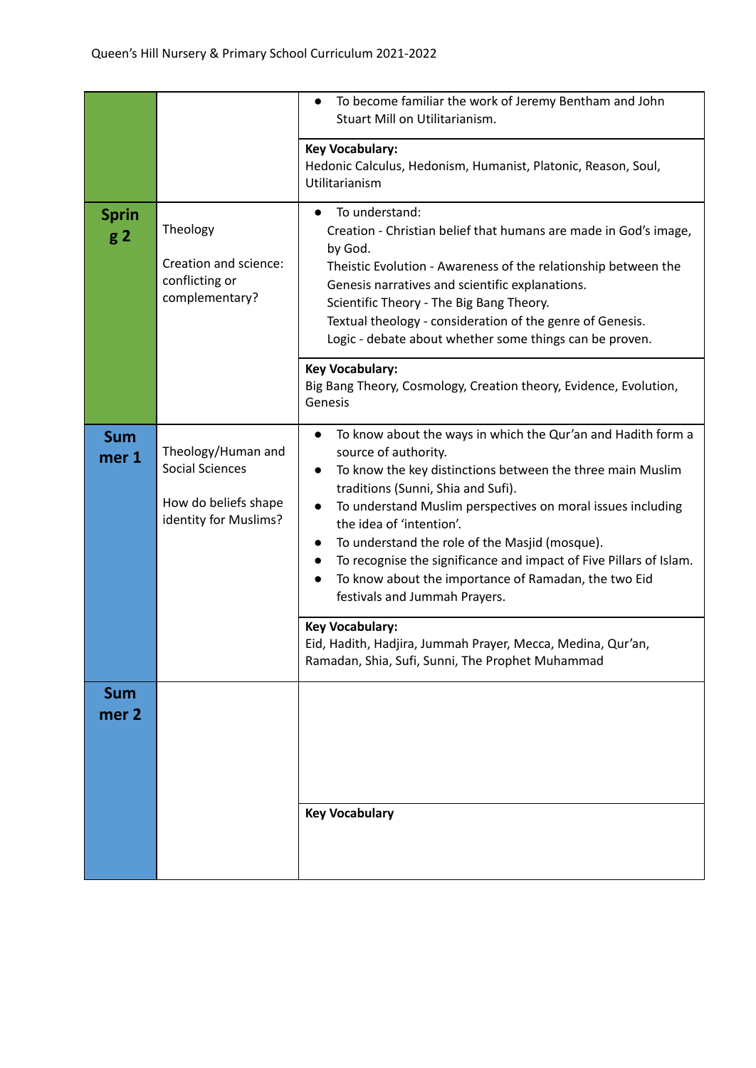| | | |
|---|---|---|
| | | • To become familiar the work of Jeremy Bentham and John Stuart Mill on Utilitarianism. |
| | | **Key Vocabulary:**<br>Hedonic Calculus, Hedonism, Humanist, Platonic, Reason, Soul, Utilitarianism |
| **Spring 2** | Theology<br><br>Creation and science: conflicting or complementary? | • To understand:<br>Creation - Christian belief that humans are made in God's image, by God.<br>Theistic Evolution - Awareness of the relationship between the Genesis narratives and scientific explanations.<br>Scientific Theory - The Big Bang Theory.<br>Textual theology - consideration of the genre of Genesis.<br>Logic - debate about whether some things can be proven. |
| | | **Key Vocabulary:**<br>Big Bang Theory, Cosmology, Creation theory, Evidence, Evolution, Genesis |
| **Summer 1** | Theology/Human and Social Sciences<br><br>How do beliefs shape identity for Muslims? | • To know about the ways in which the Qur'an and Hadith form a source of authority.<br>• To know the key distinctions between the three main Muslim traditions (Sunni, Shia and Sufi).<br>• To understand Muslim perspectives on moral issues including the idea of 'intention'.<br>• To understand the role of the Masjid (mosque).<br>• To recognise the significance and impact of Five Pillars of Islam.<br>• To know about the importance of Ramadan, the two Eid festivals and Jummah Prayers. |
| | | **Key Vocabulary:**<br>Eid, Hadith, Hadjira, Jummah Prayer, Mecca, Medina, Qur'an, Ramadan, Shia, Sufi, Sunni, The Prophet Muhammad |
| **Summer 2** | | |
| | | **Key Vocabulary** |